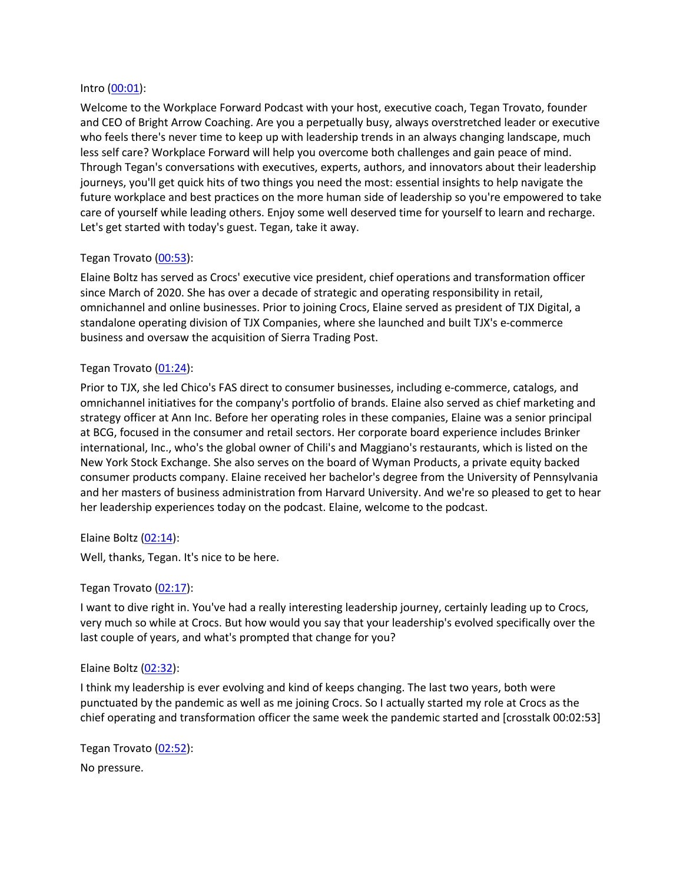Intro ([00:01](#)):

Welcome to the Workplace Forward Podcast with your host, executive coach, Tegan Trovato, founder and CEO of Bright Arrow Coaching. Are you a perpetually busy, always overstretched leader or executive who feels there's never time to keep up with leadership trends in an always changing landscape, much less self care? Workplace Forward will help you overcome both challenges and gain peace of mind. Through Tegan's conversations with executives, experts, authors, and innovators about their leadership journeys, you'll get quick hits of two things you need the most: essential insights to help navigate the future workplace and best practices on the more human side of leadership so you're empowered to take care of yourself while leading others. Enjoy some well deserved time for yourself to learn and recharge. Let's get started with today's guest. Tegan, take it away.

Tegan Trovato ([00:53](#)):

Elaine Boltz has served as Crocs' executive vice president, chief operations and transformation officer since March of 2020. She has over a decade of strategic and operating responsibility in retail, omnichannel and online businesses. Prior to joining Crocs, Elaine served as president of TJX Digital, a standalone operating division of TJX Companies, where she launched and built TJX's e-commerce business and oversaw the acquisition of Sierra Trading Post.

Tegan Trovato ([01:24](#)):

Prior to TJX, she led Chico's FAS direct to consumer businesses, including e-commerce, catalogs, and omnichannel initiatives for the company's portfolio of brands. Elaine also served as chief marketing and strategy officer at Ann Inc. Before her operating roles in these companies, Elaine was a senior principal at BCG, focused in the consumer and retail sectors. Her corporate board experience includes Brinker international, Inc., who's the global owner of Chili's and Maggiano's restaurants, which is listed on the New York Stock Exchange. She also serves on the board of Wyman Products, a private equity backed consumer products company. Elaine received her bachelor's degree from the University of Pennsylvania and her masters of business administration from Harvard University. And we're so pleased to get to hear her leadership experiences today on the podcast. Elaine, welcome to the podcast.

Elaine Boltz ([02:14](#)):

Well, thanks, Tegan. It's nice to be here.

Tegan Trovato ([02:17](#)):

I want to dive right in. You've had a really interesting leadership journey, certainly leading up to Crocs, very much so while at Crocs. But how would you say that your leadership's evolved specifically over the last couple of years, and what's prompted that change for you?

Elaine Boltz ([02:32](#)):

I think my leadership is ever evolving and kind of keeps changing. The last two years, both were punctuated by the pandemic as well as me joining Crocs. So I actually started my role at Crocs as the chief operating and transformation officer the same week the pandemic started and [crosstalk 00:02:53]

Tegan Trovato ([02:52](#)):

No pressure.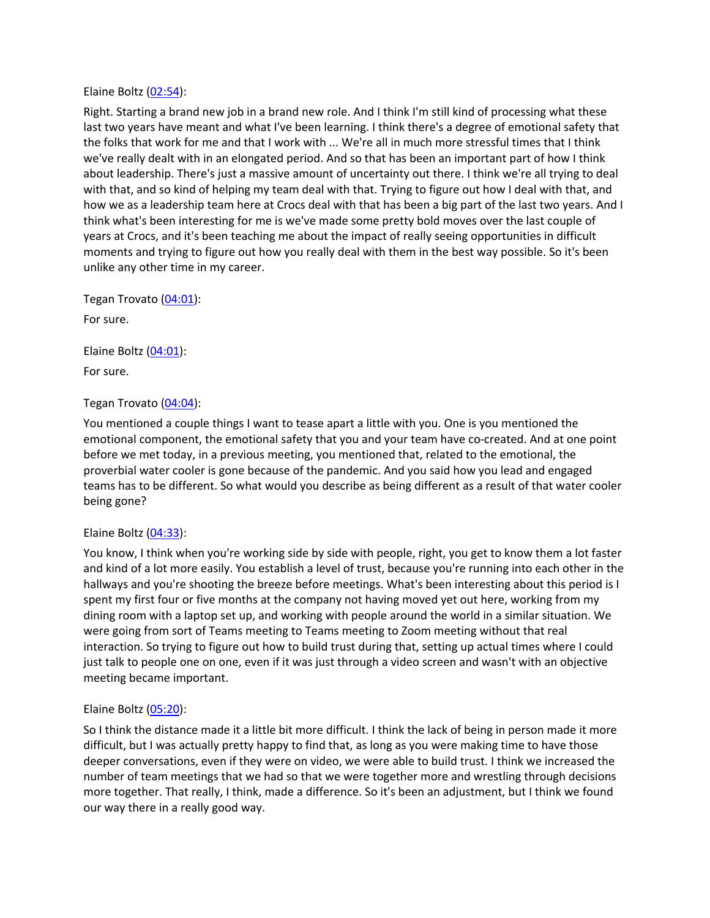Elaine Boltz ([02:54](#)):

Right. Starting a brand new job in a brand new role. And I think I'm still kind of processing what these last two years have meant and what I've been learning. I think there's a degree of emotional safety that the folks that work for me and that I work with ... We're all in much more stressful times that I think we've really dealt with in an elongated period. And so that has been an important part of how I think about leadership. There's just a massive amount of uncertainty out there. I think we're all trying to deal with that, and so kind of helping my team deal with that. Trying to figure out how I deal with that, and how we as a leadership team here at Crocs deal with that has been a big part of the last two years. And I think what's been interesting for me is we've made some pretty bold moves over the last couple of years at Crocs, and it's been teaching me about the impact of really seeing opportunities in difficult moments and trying to figure out how you really deal with them in the best way possible. So it's been unlike any other time in my career.

Tegan Trovato ([04:01](#)):

For sure.

Elaine Boltz ([04:01](#)):

For sure.

Tegan Trovato ([04:04](#)):

You mentioned a couple things I want to tease apart a little with you. One is you mentioned the emotional component, the emotional safety that you and your team have co-created. And at one point before we met today, in a previous meeting, you mentioned that, related to the emotional, the proverbial water cooler is gone because of the pandemic. And you said how you lead and engaged teams has to be different. So what would you describe as being different as a result of that water cooler being gone?

Elaine Boltz ([04:33](#)):

You know, I think when you're working side by side with people, right, you get to know them a lot faster and kind of a lot more easily. You establish a level of trust, because you're running into each other in the hallways and you're shooting the breeze before meetings. What's been interesting about this period is I spent my first four or five months at the company not having moved yet out here, working from my dining room with a laptop set up, and working with people around the world in a similar situation. We were going from sort of Teams meeting to Teams meeting to Zoom meeting without that real interaction. So trying to figure out how to build trust during that, setting up actual times where I could just talk to people one on one, even if it was just through a video screen and wasn't with an objective meeting became important.

Elaine Boltz ([05:20](#)):

So I think the distance made it a little bit more difficult. I think the lack of being in person made it more difficult, but I was actually pretty happy to find that, as long as you were making time to have those deeper conversations, even if they were on video, we were able to build trust. I think we increased the number of team meetings that we had so that we were together more and wrestling through decisions more together. That really, I think, made a difference. So it's been an adjustment, but I think we found our way there in a really good way.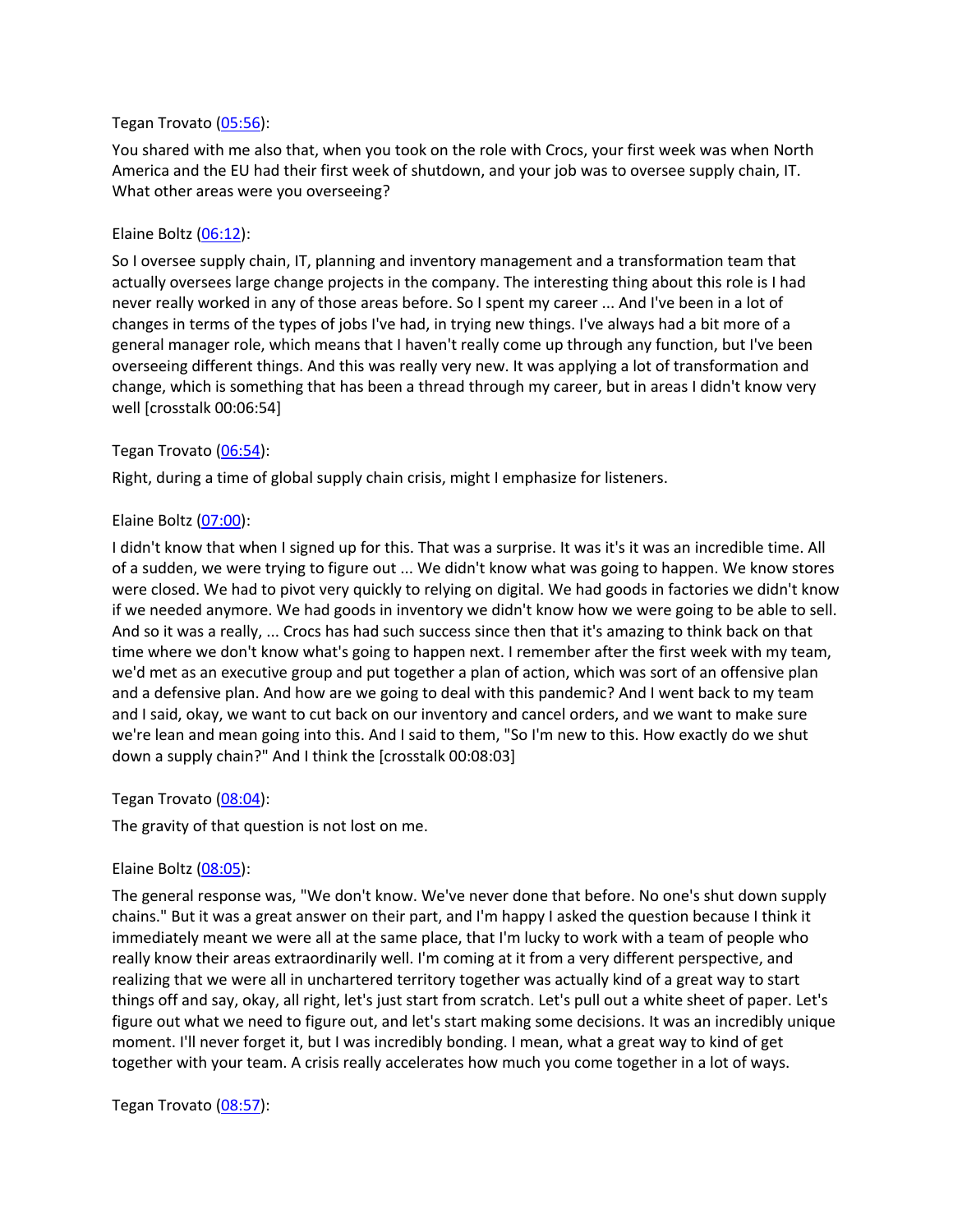Tegan Trovato ([05:56](#)):

You shared with me also that, when you took on the role with Crocs, your first week was when North America and the EU had their first week of shutdown, and your job was to oversee supply chain, IT. What other areas were you overseeing?

Elaine Boltz ([06:12](#)):

So I oversee supply chain, IT, planning and inventory management and a transformation team that actually oversees large change projects in the company. The interesting thing about this role is I had never really worked in any of those areas before. So I spent my career ... And I've been in a lot of changes in terms of the types of jobs I've had, in trying new things. I've always had a bit more of a general manager role, which means that I haven't really come up through any function, but I've been overseeing different things. And this was really very new. It was applying a lot of transformation and change, which is something that has been a thread through my career, but in areas I didn't know very well [crosstalk 00:06:54]

Tegan Trovato ([06:54](#)):

Right, during a time of global supply chain crisis, might I emphasize for listeners.

Elaine Boltz ([07:00](#)):

I didn't know that when I signed up for this. That was a surprise. It was it's it was an incredible time. All of a sudden, we were trying to figure out ... We didn't know what was going to happen. We know stores were closed. We had to pivot very quickly to relying on digital. We had goods in factories we didn't know if we needed anymore. We had goods in inventory we didn't know how we were going to be able to sell. And so it was a really, ... Crocs has had such success since then that it's amazing to think back on that time where we don't know what's going to happen next. I remember after the first week with my team, we'd met as an executive group and put together a plan of action, which was sort of an offensive plan and a defensive plan. And how are we going to deal with this pandemic? And I went back to my team and I said, okay, we want to cut back on our inventory and cancel orders, and we want to make sure we're lean and mean going into this. And I said to them, "So I'm new to this. How exactly do we shut down a supply chain?" And I think the [crosstalk 00:08:03]

Tegan Trovato ([08:04](#)):

The gravity of that question is not lost on me.

Elaine Boltz ([08:05](#)):

The general response was, "We don't know. We've never done that before. No one's shut down supply chains." But it was a great answer on their part, and I'm happy I asked the question because I think it immediately meant we were all at the same place, that I'm lucky to work with a team of people who really know their areas extraordinarily well. I'm coming at it from a very different perspective, and realizing that we were all in unchartered territory together was actually kind of a great way to start things off and say, okay, all right, let's just start from scratch. Let's pull out a white sheet of paper. Let's figure out what we need to figure out, and let's start making some decisions. It was an incredibly unique moment. I'll never forget it, but I was incredibly bonding. I mean, what a great way to kind of get together with your team. A crisis really accelerates how much you come together in a lot of ways.

Tegan Trovato ([08:57](#)):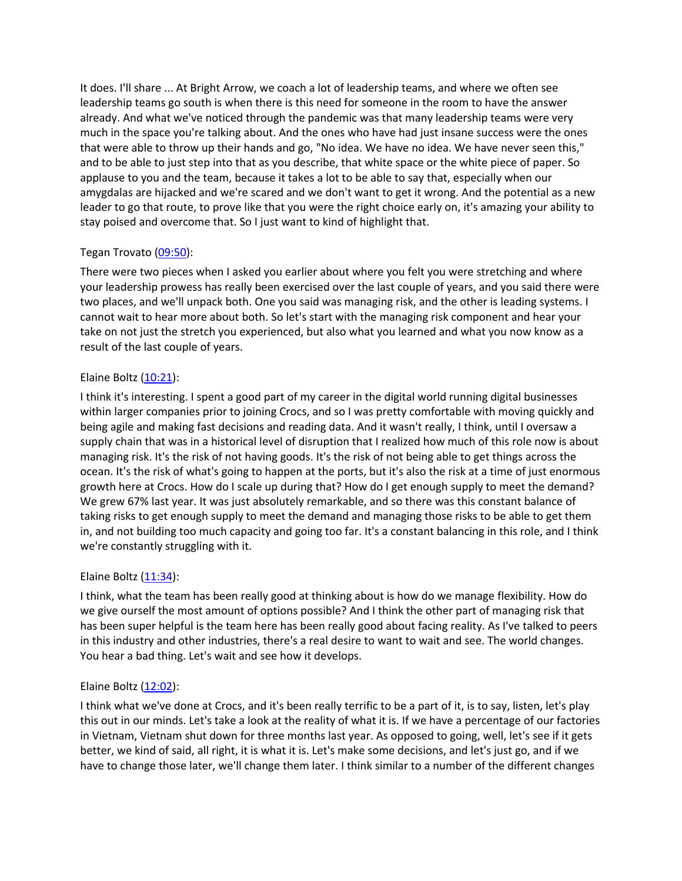It does. I'll share ... At Bright Arrow, we coach a lot of leadership teams, and where we often see leadership teams go south is when there is this need for someone in the room to have the answer already. And what we've noticed through the pandemic was that many leadership teams were very much in the space you're talking about. And the ones who have had just insane success were the ones that were able to throw up their hands and go, "No idea. We have no idea. We have never seen this," and to be able to just step into that as you describe, that white space or the white piece of paper. So applause to you and the team, because it takes a lot to be able to say that, especially when our amygdalas are hijacked and we're scared and we don't want to get it wrong. And the potential as a new leader to go that route, to prove like that you were the right choice early on, it's amazing your ability to stay poised and overcome that. So I just want to kind of highlight that.

Tegan Trovato ([09:50]()):

There were two pieces when I asked you earlier about where you felt you were stretching and where your leadership prowess has really been exercised over the last couple of years, and you said there were two places, and we'll unpack both. One you said was managing risk, and the other is leading systems. I cannot wait to hear more about both. So let's start with the managing risk component and hear your take on not just the stretch you experienced, but also what you learned and what you now know as a result of the last couple of years.

Elaine Boltz ([10:21]()):

I think it's interesting. I spent a good part of my career in the digital world running digital businesses within larger companies prior to joining Crocs, and so I was pretty comfortable with moving quickly and being agile and making fast decisions and reading data. And it wasn't really, I think, until I oversaw a supply chain that was in a historical level of disruption that I realized how much of this role now is about managing risk. It's the risk of not having goods. It's the risk of not being able to get things across the ocean. It's the risk of what's going to happen at the ports, but it's also the risk at a time of just enormous growth here at Crocs. How do I scale up during that? How do I get enough supply to meet the demand? We grew 67% last year. It was just absolutely remarkable, and so there was this constant balance of taking risks to get enough supply to meet the demand and managing those risks to be able to get them in, and not building too much capacity and going too far. It's a constant balancing in this role, and I think we're constantly struggling with it.

Elaine Boltz ([11:34]()):

I think, what the team has been really good at thinking about is how do we manage flexibility. How do we give ourself the most amount of options possible? And I think the other part of managing risk that has been super helpful is the team here has been really good about facing reality. As I've talked to peers in this industry and other industries, there's a real desire to want to wait and see. The world changes. You hear a bad thing. Let's wait and see how it develops.

Elaine Boltz ([12:02]()):

I think what we've done at Crocs, and it's been really terrific to be a part of it, is to say, listen, let's play this out in our minds. Let's take a look at the reality of what it is. If we have a percentage of our factories in Vietnam, Vietnam shut down for three months last year. As opposed to going, well, let's see if it gets better, we kind of said, all right, it is what it is. Let's make some decisions, and let's just go, and if we have to change those later, we'll change them later. I think similar to a number of the different changes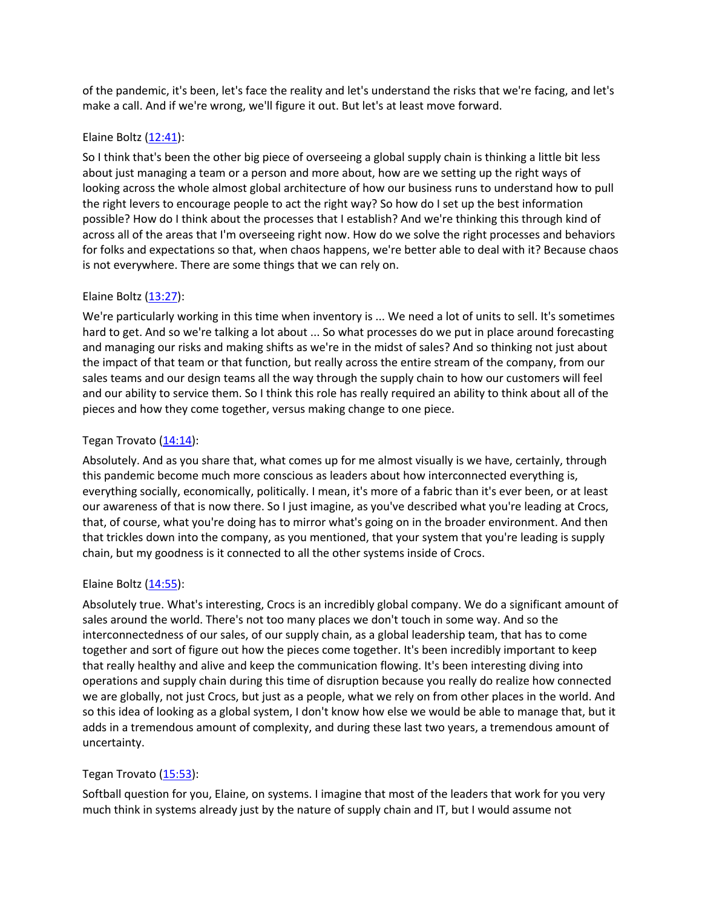of the pandemic, it's been, let's face the reality and let's understand the risks that we're facing, and let's make a call. And if we're wrong, we'll figure it out. But let's at least move forward.

Elaine Boltz (12:41):

So I think that's been the other big piece of overseeing a global supply chain is thinking a little bit less about just managing a team or a person and more about, how are we setting up the right ways of looking across the whole almost global architecture of how our business runs to understand how to pull the right levers to encourage people to act the right way? So how do I set up the best information possible? How do I think about the processes that I establish? And we're thinking this through kind of across all of the areas that I'm overseeing right now. How do we solve the right processes and behaviors for folks and expectations so that, when chaos happens, we're better able to deal with it? Because chaos is not everywhere. There are some things that we can rely on.

Elaine Boltz (13:27):

We're particularly working in this time when inventory is ... We need a lot of units to sell. It's sometimes hard to get. And so we're talking a lot about ... So what processes do we put in place around forecasting and managing our risks and making shifts as we're in the midst of sales? And so thinking not just about the impact of that team or that function, but really across the entire stream of the company, from our sales teams and our design teams all the way through the supply chain to how our customers will feel and our ability to service them. So I think this role has really required an ability to think about all of the pieces and how they come together, versus making change to one piece.

Tegan Trovato (14:14):

Absolutely. And as you share that, what comes up for me almost visually is we have, certainly, through this pandemic become much more conscious as leaders about how interconnected everything is, everything socially, economically, politically. I mean, it's more of a fabric than it's ever been, or at least our awareness of that is now there. So I just imagine, as you've described what you're leading at Crocs, that, of course, what you're doing has to mirror what's going on in the broader environment. And then that trickles down into the company, as you mentioned, that your system that you're leading is supply chain, but my goodness is it connected to all the other systems inside of Crocs.

Elaine Boltz (14:55):

Absolutely true. What's interesting, Crocs is an incredibly global company. We do a significant amount of sales around the world. There's not too many places we don't touch in some way. And so the interconnectedness of our sales, of our supply chain, as a global leadership team, that has to come together and sort of figure out how the pieces come together. It's been incredibly important to keep that really healthy and alive and keep the communication flowing. It's been interesting diving into operations and supply chain during this time of disruption because you really do realize how connected we are globally, not just Crocs, but just as a people, what we rely on from other places in the world. And so this idea of looking as a global system, I don't know how else we would be able to manage that, but it adds in a tremendous amount of complexity, and during these last two years, a tremendous amount of uncertainty.

Tegan Trovato (15:53):

Softball question for you, Elaine, on systems. I imagine that most of the leaders that work for you very much think in systems already just by the nature of supply chain and IT, but I would assume not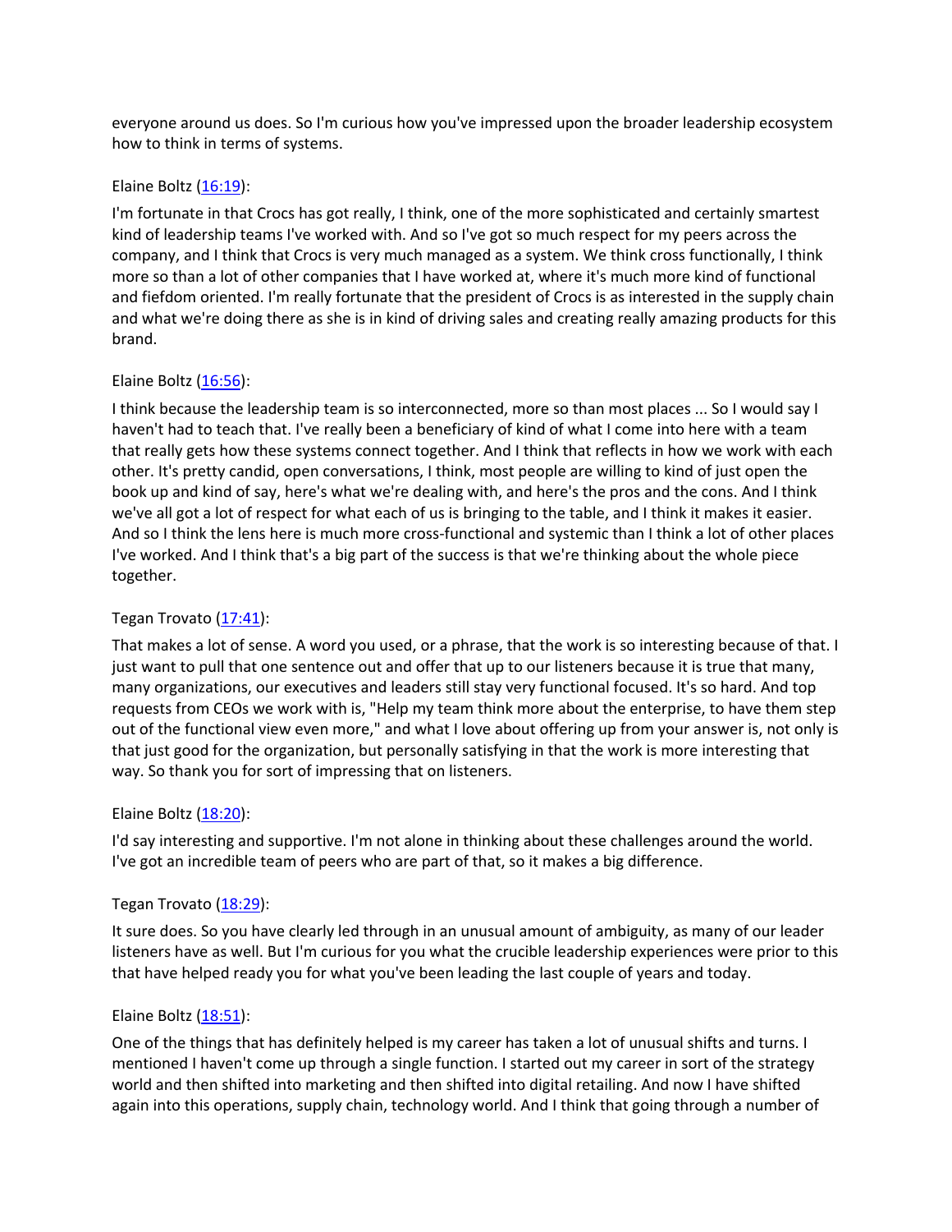everyone around us does. So I'm curious how you've impressed upon the broader leadership ecosystem how to think in terms of systems.

Elaine Boltz (16:19):

I'm fortunate in that Crocs has got really, I think, one of the more sophisticated and certainly smartest kind of leadership teams I've worked with. And so I've got so much respect for my peers across the company, and I think that Crocs is very much managed as a system. We think cross functionally, I think more so than a lot of other companies that I have worked at, where it's much more kind of functional and fiefdom oriented. I'm really fortunate that the president of Crocs is as interested in the supply chain and what we're doing there as she is in kind of driving sales and creating really amazing products for this brand.

Elaine Boltz (16:56):

I think because the leadership team is so interconnected, more so than most places ... So I would say I haven't had to teach that. I've really been a beneficiary of kind of what I come into here with a team that really gets how these systems connect together. And I think that reflects in how we work with each other. It's pretty candid, open conversations, I think, most people are willing to kind of just open the book up and kind of say, here's what we're dealing with, and here's the pros and the cons. And I think we've all got a lot of respect for what each of us is bringing to the table, and I think it makes it easier. And so I think the lens here is much more cross-functional and systemic than I think a lot of other places I've worked. And I think that's a big part of the success is that we're thinking about the whole piece together.

Tegan Trovato (17:41):

That makes a lot of sense. A word you used, or a phrase, that the work is so interesting because of that. I just want to pull that one sentence out and offer that up to our listeners because it is true that many, many organizations, our executives and leaders still stay very functional focused. It's so hard. And top requests from CEOs we work with is, "Help my team think more about the enterprise, to have them step out of the functional view even more," and what I love about offering up from your answer is, not only is that just good for the organization, but personally satisfying in that the work is more interesting that way. So thank you for sort of impressing that on listeners.

Elaine Boltz (18:20):

I'd say interesting and supportive. I'm not alone in thinking about these challenges around the world. I've got an incredible team of peers who are part of that, so it makes a big difference.

Tegan Trovato (18:29):

It sure does. So you have clearly led through in an unusual amount of ambiguity, as many of our leader listeners have as well. But I'm curious for you what the crucible leadership experiences were prior to this that have helped ready you for what you've been leading the last couple of years and today.

Elaine Boltz (18:51):

One of the things that has definitely helped is my career has taken a lot of unusual shifts and turns. I mentioned I haven't come up through a single function. I started out my career in sort of the strategy world and then shifted into marketing and then shifted into digital retailing. And now I have shifted again into this operations, supply chain, technology world. And I think that going through a number of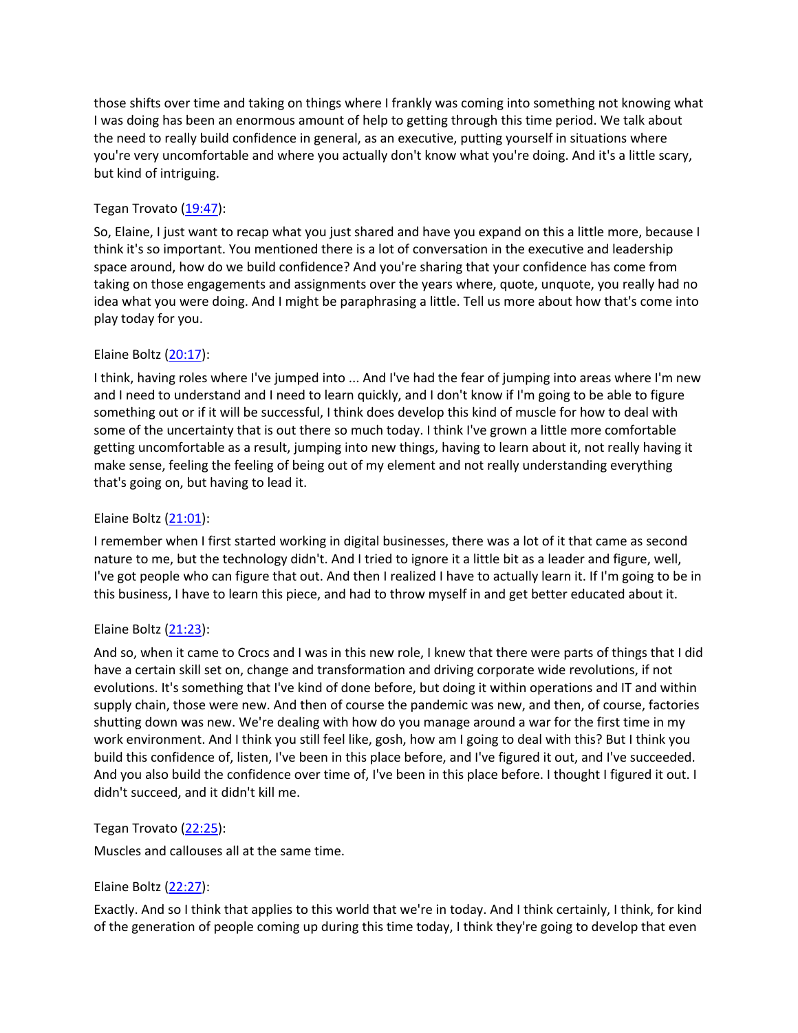those shifts over time and taking on things where I frankly was coming into something not knowing what I was doing has been an enormous amount of help to getting through this time period. We talk about the need to really build confidence in general, as an executive, putting yourself in situations where you're very uncomfortable and where you actually don't know what you're doing. And it's a little scary, but kind of intriguing.

Tegan Trovato (19:47):

So, Elaine, I just want to recap what you just shared and have you expand on this a little more, because I think it's so important. You mentioned there is a lot of conversation in the executive and leadership space around, how do we build confidence? And you're sharing that your confidence has come from taking on those engagements and assignments over the years where, quote, unquote, you really had no idea what you were doing. And I might be paraphrasing a little. Tell us more about how that's come into play today for you.

Elaine Boltz (20:17):

I think, having roles where I've jumped into ... And I've had the fear of jumping into areas where I'm new and I need to understand and I need to learn quickly, and I don't know if I'm going to be able to figure something out or if it will be successful, I think does develop this kind of muscle for how to deal with some of the uncertainty that is out there so much today. I think I've grown a little more comfortable getting uncomfortable as a result, jumping into new things, having to learn about it, not really having it make sense, feeling the feeling of being out of my element and not really understanding everything that's going on, but having to lead it.

Elaine Boltz (21:01):

I remember when I first started working in digital businesses, there was a lot of it that came as second nature to me, but the technology didn't. And I tried to ignore it a little bit as a leader and figure, well, I've got people who can figure that out. And then I realized I have to actually learn it. If I'm going to be in this business, I have to learn this piece, and had to throw myself in and get better educated about it.

Elaine Boltz (21:23):

And so, when it came to Crocs and I was in this new role, I knew that there were parts of things that I did have a certain skill set on, change and transformation and driving corporate wide revolutions, if not evolutions. It's something that I've kind of done before, but doing it within operations and IT and within supply chain, those were new. And then of course the pandemic was new, and then, of course, factories shutting down was new. We're dealing with how do you manage around a war for the first time in my work environment. And I think you still feel like, gosh, how am I going to deal with this? But I think you build this confidence of, listen, I've been in this place before, and I've figured it out, and I've succeeded. And you also build the confidence over time of, I've been in this place before. I thought I figured it out. I didn't succeed, and it didn't kill me.

Tegan Trovato (22:25):

Muscles and callouses all at the same time.

Elaine Boltz (22:27):

Exactly. And so I think that applies to this world that we're in today. And I think certainly, I think, for kind of the generation of people coming up during this time today, I think they're going to develop that even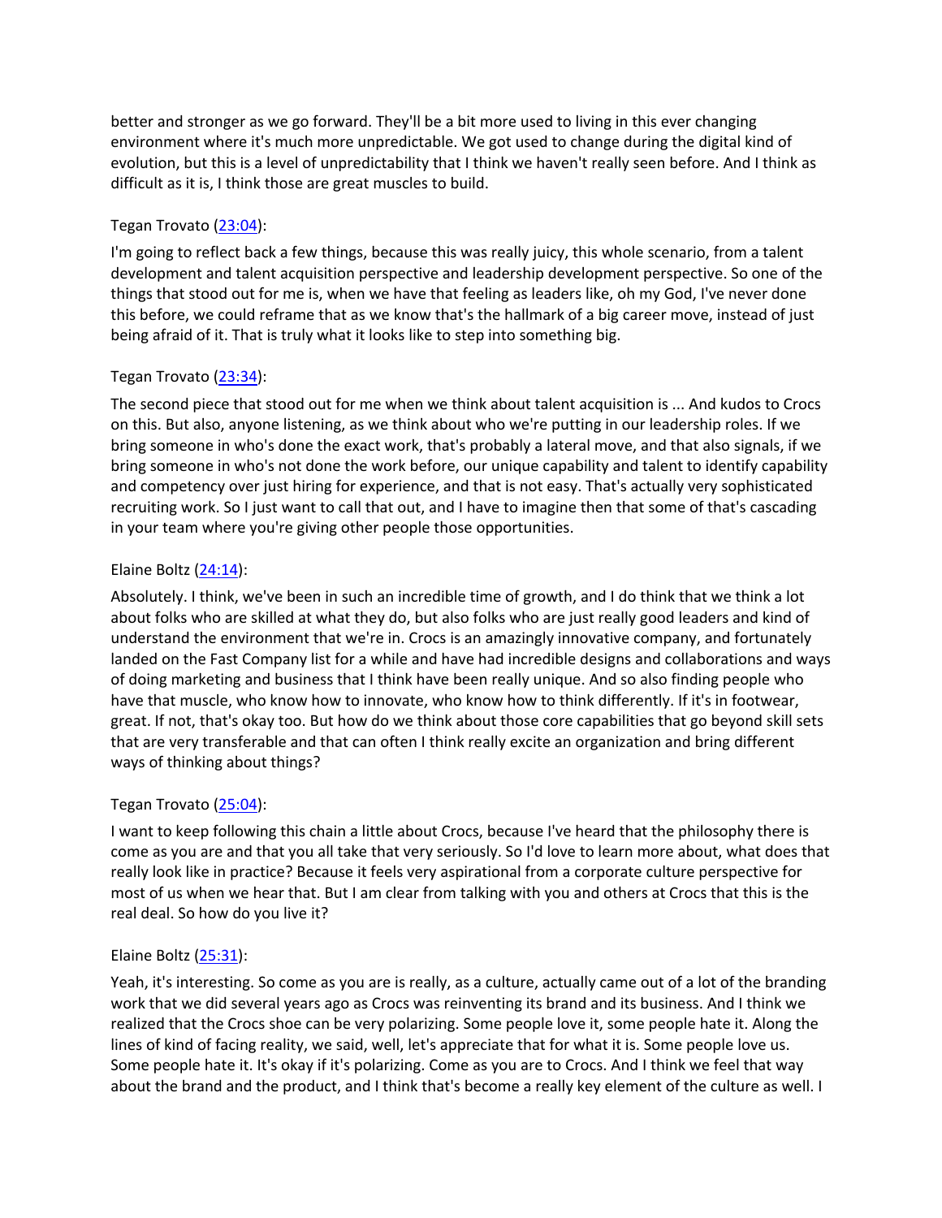better and stronger as we go forward. They'll be a bit more used to living in this ever changing environment where it's much more unpredictable. We got used to change during the digital kind of evolution, but this is a level of unpredictability that I think we haven't really seen before. And I think as difficult as it is, I think those are great muscles to build.

Tegan Trovato ([23:04](#)):

I'm going to reflect back a few things, because this was really juicy, this whole scenario, from a talent development and talent acquisition perspective and leadership development perspective. So one of the things that stood out for me is, when we have that feeling as leaders like, oh my God, I've never done this before, we could reframe that as we know that's the hallmark of a big career move, instead of just being afraid of it. That is truly what it looks like to step into something big.

Tegan Trovato ([23:34](#)):

The second piece that stood out for me when we think about talent acquisition is ... And kudos to Crocs on this. But also, anyone listening, as we think about who we're putting in our leadership roles. If we bring someone in who's done the exact work, that's probably a lateral move, and that also signals, if we bring someone in who's not done the work before, our unique capability and talent to identify capability and competency over just hiring for experience, and that is not easy. That's actually very sophisticated recruiting work. So I just want to call that out, and I have to imagine then that some of that's cascading in your team where you're giving other people those opportunities.

Elaine Boltz ([24:14](#)):

Absolutely. I think, we've been in such an incredible time of growth, and I do think that we think a lot about folks who are skilled at what they do, but also folks who are just really good leaders and kind of understand the environment that we're in. Crocs is an amazingly innovative company, and fortunately landed on the Fast Company list for a while and have had incredible designs and collaborations and ways of doing marketing and business that I think have been really unique. And so also finding people who have that muscle, who know how to innovate, who know how to think differently. If it's in footwear, great. If not, that's okay too. But how do we think about those core capabilities that go beyond skill sets that are very transferable and that can often I think really excite an organization and bring different ways of thinking about things?

Tegan Trovato ([25:04](#)):

I want to keep following this chain a little about Crocs, because I've heard that the philosophy there is come as you are and that you all take that very seriously. So I'd love to learn more about, what does that really look like in practice? Because it feels very aspirational from a corporate culture perspective for most of us when we hear that. But I am clear from talking with you and others at Crocs that this is the real deal. So how do you live it?

Elaine Boltz ([25:31](#)):

Yeah, it's interesting. So come as you are is really, as a culture, actually came out of a lot of the branding work that we did several years ago as Crocs was reinventing its brand and its business. And I think we realized that the Crocs shoe can be very polarizing. Some people love it, some people hate it. Along the lines of kind of facing reality, we said, well, let's appreciate that for what it is. Some people love us. Some people hate it. It's okay if it's polarizing. Come as you are to Crocs. And I think we feel that way about the brand and the product, and I think that's become a really key element of the culture as well. I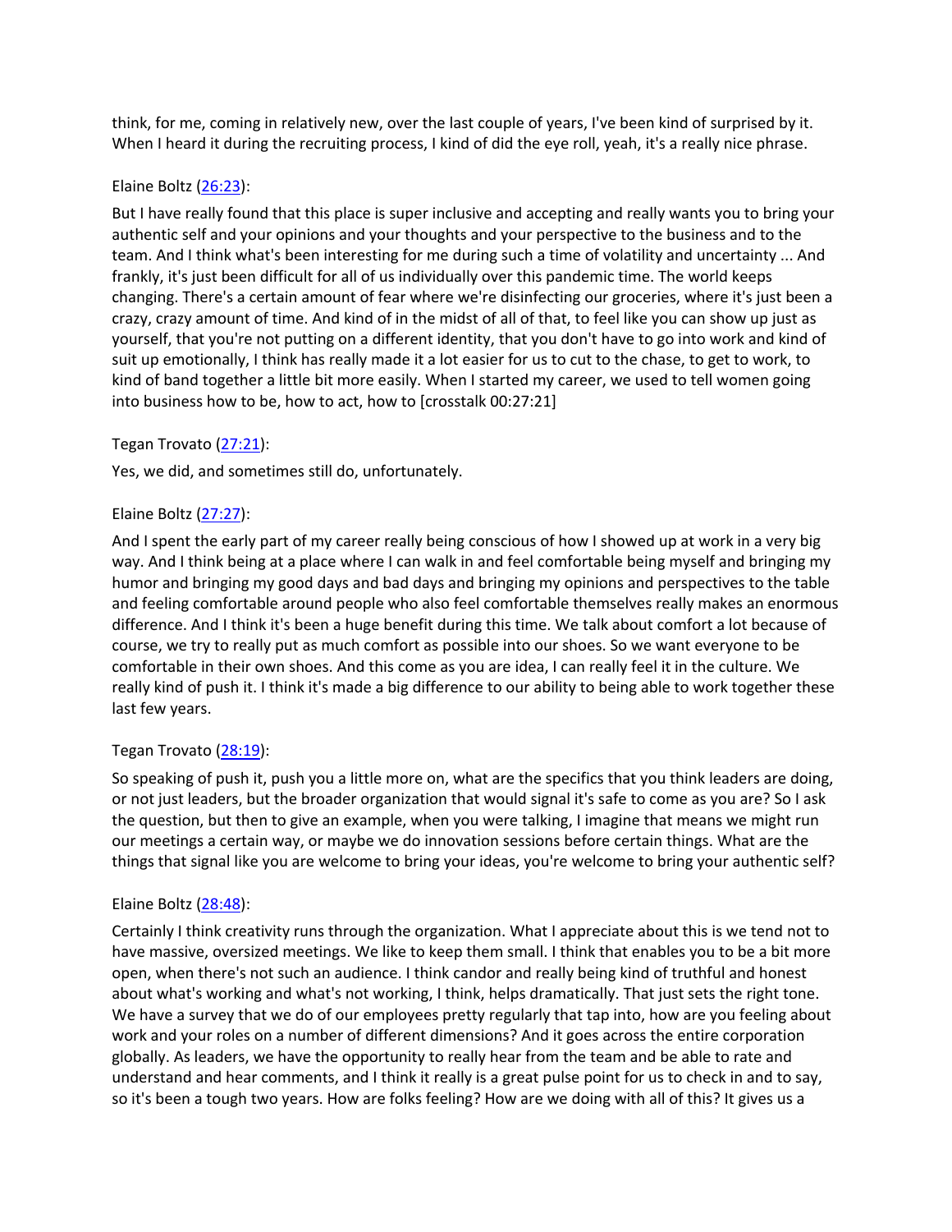think, for me, coming in relatively new, over the last couple of years, I've been kind of surprised by it. When I heard it during the recruiting process, I kind of did the eye roll, yeah, it's a really nice phrase.

Elaine Boltz (26:23):

But I have really found that this place is super inclusive and accepting and really wants you to bring your authentic self and your opinions and your thoughts and your perspective to the business and to the team. And I think what's been interesting for me during such a time of volatility and uncertainty ... And frankly, it's just been difficult for all of us individually over this pandemic time. The world keeps changing. There's a certain amount of fear where we're disinfecting our groceries, where it's just been a crazy, crazy amount of time. And kind of in the midst of all of that, to feel like you can show up just as yourself, that you're not putting on a different identity, that you don't have to go into work and kind of suit up emotionally, I think has really made it a lot easier for us to cut to the chase, to get to work, to kind of band together a little bit more easily. When I started my career, we used to tell women going into business how to be, how to act, how to [crosstalk 00:27:21]

Tegan Trovato (27:21):

Yes, we did, and sometimes still do, unfortunately.

Elaine Boltz (27:27):

And I spent the early part of my career really being conscious of how I showed up at work in a very big way. And I think being at a place where I can walk in and feel comfortable being myself and bringing my humor and bringing my good days and bad days and bringing my opinions and perspectives to the table and feeling comfortable around people who also feel comfortable themselves really makes an enormous difference. And I think it's been a huge benefit during this time. We talk about comfort a lot because of course, we try to really put as much comfort as possible into our shoes. So we want everyone to be comfortable in their own shoes. And this come as you are idea, I can really feel it in the culture. We really kind of push it. I think it's made a big difference to our ability to being able to work together these last few years.

Tegan Trovato (28:19):

So speaking of push it, push you a little more on, what are the specifics that you think leaders are doing, or not just leaders, but the broader organization that would signal it's safe to come as you are? So I ask the question, but then to give an example, when you were talking, I imagine that means we might run our meetings a certain way, or maybe we do innovation sessions before certain things. What are the things that signal like you are welcome to bring your ideas, you're welcome to bring your authentic self?

Elaine Boltz (28:48):

Certainly I think creativity runs through the organization. What I appreciate about this is we tend not to have massive, oversized meetings. We like to keep them small. I think that enables you to be a bit more open, when there's not such an audience. I think candor and really being kind of truthful and honest about what's working and what's not working, I think, helps dramatically. That just sets the right tone. We have a survey that we do of our employees pretty regularly that tap into, how are you feeling about work and your roles on a number of different dimensions? And it goes across the entire corporation globally. As leaders, we have the opportunity to really hear from the team and be able to rate and understand and hear comments, and I think it really is a great pulse point for us to check in and to say, so it's been a tough two years. How are folks feeling? How are we doing with all of this? It gives us a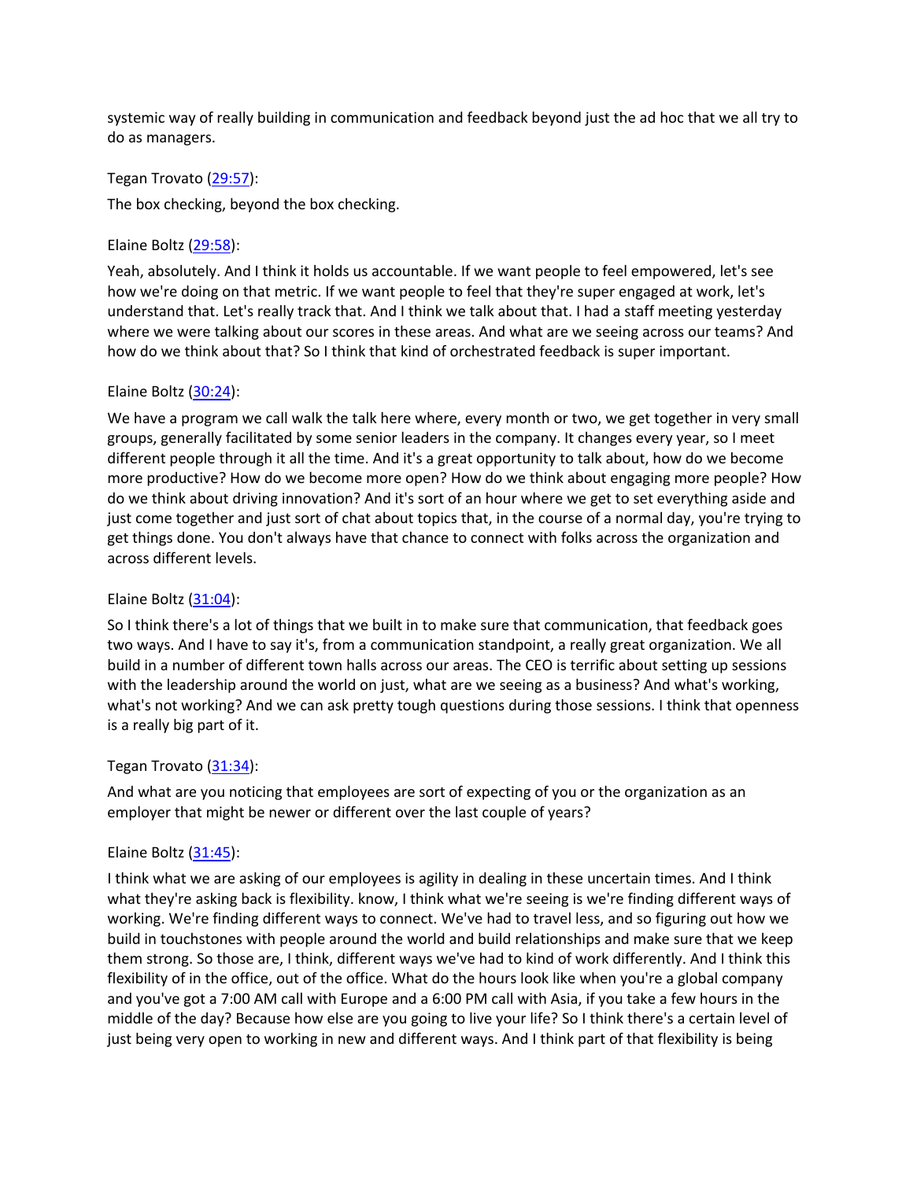systemic way of really building in communication and feedback beyond just the ad hoc that we all try to do as managers.

Tegan Trovato ([29:57](#)):

The box checking, beyond the box checking.

Elaine Boltz ([29:58](#)):

Yeah, absolutely. And I think it holds us accountable. If we want people to feel empowered, let's see how we're doing on that metric. If we want people to feel that they're super engaged at work, let's understand that. Let's really track that. And I think we talk about that. I had a staff meeting yesterday where we were talking about our scores in these areas. And what are we seeing across our teams? And how do we think about that? So I think that kind of orchestrated feedback is super important.

Elaine Boltz ([30:24](#)):

We have a program we call walk the talk here where, every month or two, we get together in very small groups, generally facilitated by some senior leaders in the company. It changes every year, so I meet different people through it all the time. And it's a great opportunity to talk about, how do we become more productive? How do we become more open? How do we think about engaging more people? How do we think about driving innovation? And it's sort of an hour where we get to set everything aside and just come together and just sort of chat about topics that, in the course of a normal day, you're trying to get things done. You don't always have that chance to connect with folks across the organization and across different levels.

Elaine Boltz ([31:04](#)):

So I think there's a lot of things that we built in to make sure that communication, that feedback goes two ways. And I have to say it's, from a communication standpoint, a really great organization. We all build in a number of different town halls across our areas. The CEO is terrific about setting up sessions with the leadership around the world on just, what are we seeing as a business? And what's working, what's not working? And we can ask pretty tough questions during those sessions. I think that openness is a really big part of it.

Tegan Trovato ([31:34](#)):

And what are you noticing that employees are sort of expecting of you or the organization as an employer that might be newer or different over the last couple of years?

Elaine Boltz ([31:45](#)):

I think what we are asking of our employees is agility in dealing in these uncertain times. And I think what they're asking back is flexibility. know, I think what we're seeing is we're finding different ways of working. We're finding different ways to connect. We've had to travel less, and so figuring out how we build in touchstones with people around the world and build relationships and make sure that we keep them strong. So those are, I think, different ways we've had to kind of work differently. And I think this flexibility of in the office, out of the office. What do the hours look like when you're a global company and you've got a 7:00 AM call with Europe and a 6:00 PM call with Asia, if you take a few hours in the middle of the day? Because how else are you going to live your life? So I think there's a certain level of just being very open to working in new and different ways. And I think part of that flexibility is being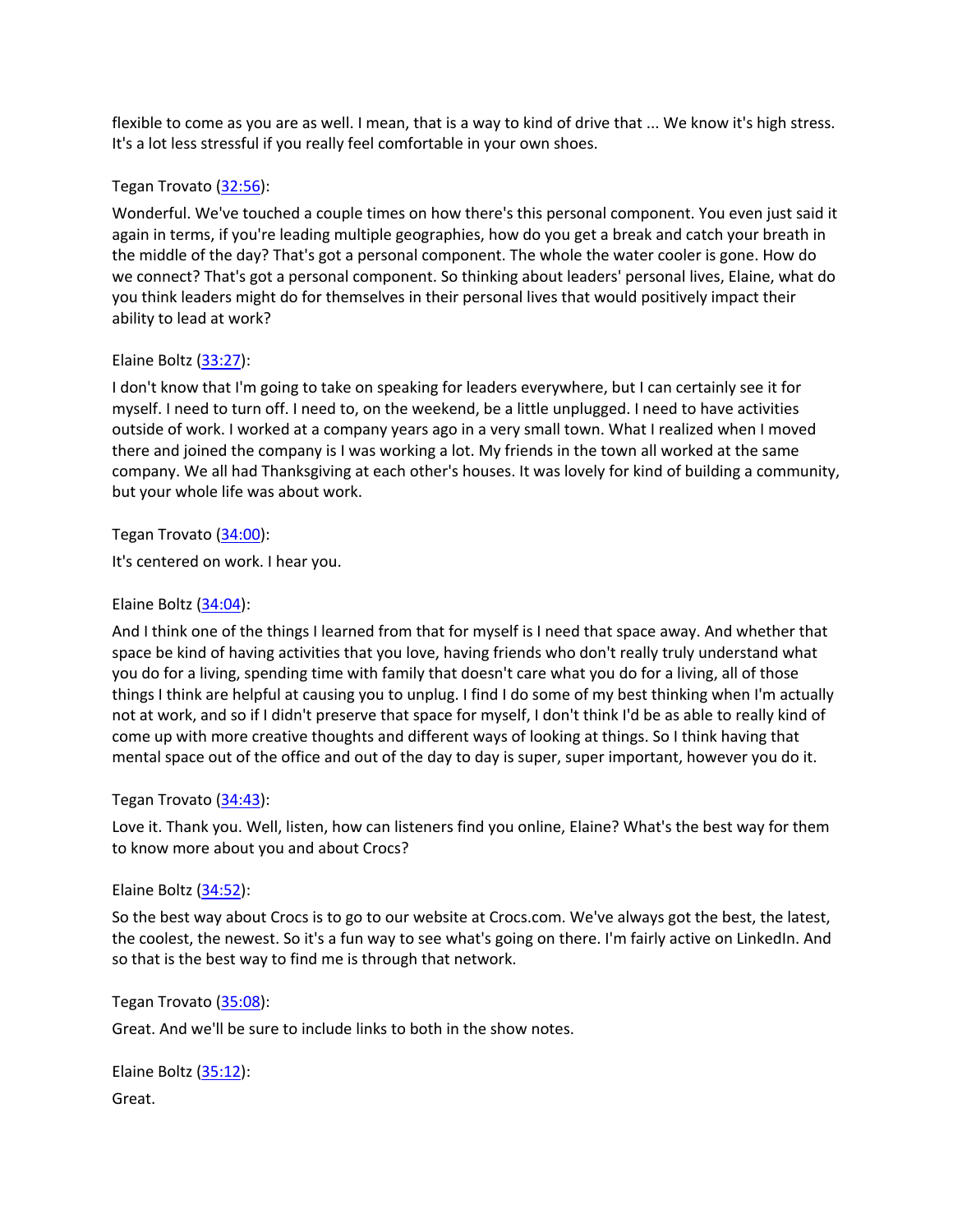flexible to come as you are as well. I mean, that is a way to kind of drive that ... We know it's high stress. It's a lot less stressful if you really feel comfortable in your own shoes.

Tegan Trovato ([32:56](32:56)):

Wonderful. We've touched a couple times on how there's this personal component. You even just said it again in terms, if you're leading multiple geographies, how do you get a break and catch your breath in the middle of the day? That's got a personal component. The whole the water cooler is gone. How do we connect? That's got a personal component. So thinking about leaders' personal lives, Elaine, what do you think leaders might do for themselves in their personal lives that would positively impact their ability to lead at work?

Elaine Boltz ([33:27](33:27)):

I don't know that I'm going to take on speaking for leaders everywhere, but I can certainly see it for myself. I need to turn off. I need to, on the weekend, be a little unplugged. I need to have activities outside of work. I worked at a company years ago in a very small town. What I realized when I moved there and joined the company is I was working a lot. My friends in the town all worked at the same company. We all had Thanksgiving at each other's houses. It was lovely for kind of building a community, but your whole life was about work.

Tegan Trovato ([34:00](34:00)):

It's centered on work. I hear you.

Elaine Boltz ([34:04](34:04)):

And I think one of the things I learned from that for myself is I need that space away. And whether that space be kind of having activities that you love, having friends who don't really truly understand what you do for a living, spending time with family that doesn't care what you do for a living, all of those things I think are helpful at causing you to unplug. I find I do some of my best thinking when I'm actually not at work, and so if I didn't preserve that space for myself, I don't think I'd be as able to really kind of come up with more creative thoughts and different ways of looking at things. So I think having that mental space out of the office and out of the day to day is super, super important, however you do it.

Tegan Trovato ([34:43](34:43)):

Love it. Thank you. Well, listen, how can listeners find you online, Elaine? What's the best way for them to know more about you and about Crocs?

Elaine Boltz ([34:52](34:52)):

So the best way about Crocs is to go to our website at Crocs.com. We've always got the best, the latest, the coolest, the newest. So it's a fun way to see what's going on there. I'm fairly active on LinkedIn. And so that is the best way to find me is through that network.

Tegan Trovato ([35:08](35:08)):

Great. And we'll be sure to include links to both in the show notes.

Elaine Boltz ([35:12](35:12)):

Great.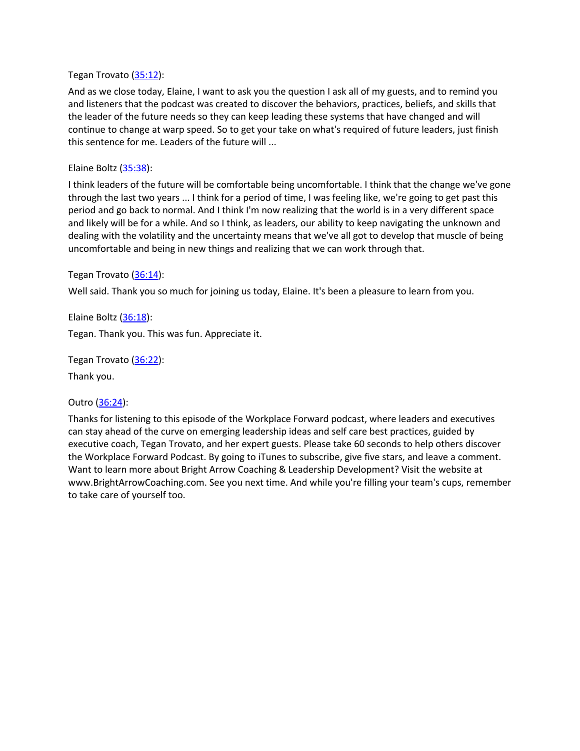Tegan Trovato ([35:12](#)):

And as we close today, Elaine, I want to ask you the question I ask all of my guests, and to remind you and listeners that the podcast was created to discover the behaviors, practices, beliefs, and skills that the leader of the future needs so they can keep leading these systems that have changed and will continue to change at warp speed. So to get your take on what's required of future leaders, just finish this sentence for me. Leaders of the future will ...

Elaine Boltz ([35:38](#)):

I think leaders of the future will be comfortable being uncomfortable. I think that the change we've gone through the last two years ... I think for a period of time, I was feeling like, we're going to get past this period and go back to normal. And I think I'm now realizing that the world is in a very different space and likely will be for a while. And so I think, as leaders, our ability to keep navigating the unknown and dealing with the volatility and the uncertainty means that we've all got to develop that muscle of being uncomfortable and being in new things and realizing that we can work through that.

Tegan Trovato ([36:14](#)):

Well said. Thank you so much for joining us today, Elaine. It's been a pleasure to learn from you.

Elaine Boltz ([36:18](#)):

Tegan. Thank you. This was fun. Appreciate it.

Tegan Trovato ([36:22](#)):

Thank you.

Outro ([36:24](#)):

Thanks for listening to this episode of the Workplace Forward podcast, where leaders and executives can stay ahead of the curve on emerging leadership ideas and self care best practices, guided by executive coach, Tegan Trovato, and her expert guests. Please take 60 seconds to help others discover the Workplace Forward Podcast. By going to iTunes to subscribe, give five stars, and leave a comment. Want to learn more about Bright Arrow Coaching & Leadership Development? Visit the website at www.BrightArrowCoaching.com. See you next time. And while you're filling your team's cups, remember to take care of yourself too.